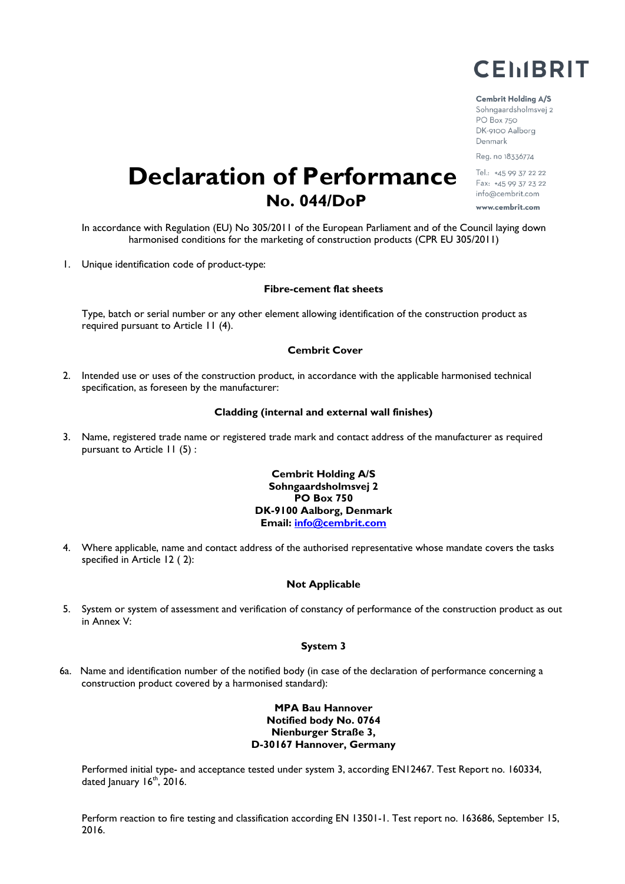CEMBRIT

**Cembrit Holding A/S**
Sohngaardsholmsvej 2
PO Box 750
DK-9100 Aalborg
Denmark

Reg. no 18336774

Tel.: +45 99 37 22 22
Fax: +45 99 37 23 22
info@cembrit.com

**www.cembrit.com**

# Declaration of Performance
## No. 044/DoP

In accordance with Regulation (EU) No 305/2011 of the European Parliament and of the Council laying down harmonised conditions for the marketing of construction products (CPR EU 305/2011)

1. Unique identification code of product-type:

   **Fibre-cement flat sheets**

   Type, batch or serial number or any other element allowing identification of the construction product as required pursuant to Article 11 (4).

   **Cembrit Cover**

2. Intended use or uses of the construction product, in accordance with the applicable harmonised technical specification, as foreseen by the manufacturer:

   **Cladding (internal and external wall finishes)**

3. Name, registered trade name or registered trade mark and contact address of the manufacturer as required pursuant to Article 11 (5) :

   **Cembrit Holding A/S**
   **Sohngaardsholmsvej 2**
   **PO Box 750**
   **DK-9100 Aalborg, Denmark**
   **Email: info@cembrit.com**

4. Where applicable, name and contact address of the authorised representative whose mandate covers the tasks specified in Article 12 ( 2):

   **Not Applicable**

5. System or system of assessment and verification of constancy of performance of the construction product as out in Annex V:

   **System 3**

6a. Name and identification number of the notified body (in case of the declaration of performance concerning a construction product covered by a harmonised standard):

   **MPA Bau Hannover**
   **Notified body No. 0764**
   **Nienburger Straße 3,**
   **D-30167 Hannover, Germany**

   Performed initial type- and acceptance tested under system 3, according EN12467. Test Report no. 160334, dated January 16th, 2016.

   Perform reaction to fire testing and classification according EN 13501-1. Test report no. 163686, September 15, 2016.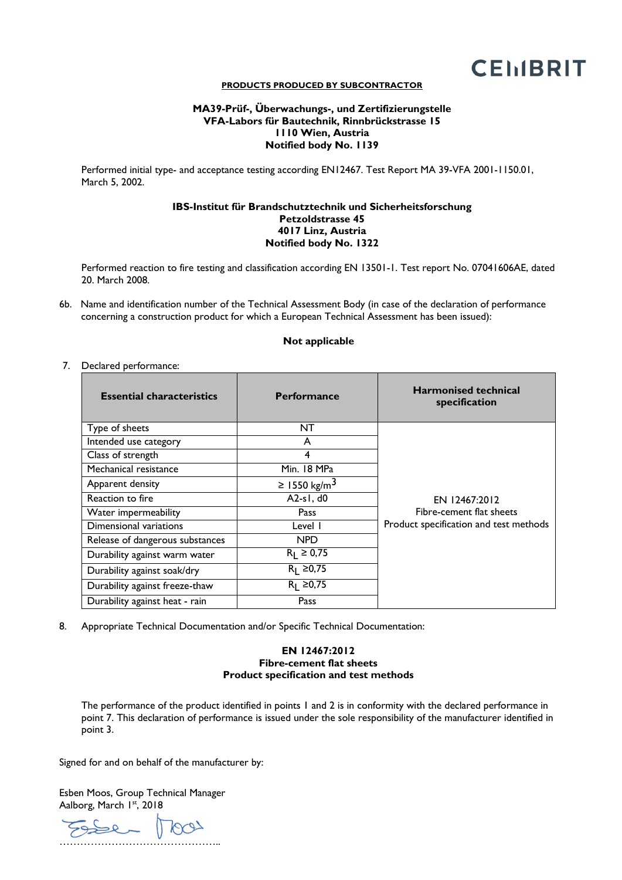**PRODUCTS PRODUCED BY SUBCONTRACTOR**

**MA39-Prüf-, Überwachungs-, und Zertifizierungstelle**
**VFA-Labors für Bautechnik, Rinnbrückstrasse 15**
**1110 Wien, Austria**
**Notified body No. 1139**

Performed initial type- and acceptance testing according EN12467. Test Report MA 39-VFA 2001-1150.01, March 5, 2002.

**IBS-Institut für Brandschutztechnik und Sicherheitsforschung**
**Petzoldstrasse 45**
**4017 Linz, Austria**
**Notified body No. 1322**

Performed reaction to fire testing and classification according EN 13501-1. Test report No. 07041606AE, dated 20. March 2008.

6b. Name and identification number of the Technical Assessment Body (in case of the declaration of performance concerning a construction product for which a European Technical Assessment has been issued):

**Not applicable**

7. Declared performance:

| Essential characteristics | Performance | Harmonised technical specification |
|---|---|---|
| Type of sheets | NT | EN 12467:2012 Fibre-cement flat sheets Product specification and test methods |
| Intended use category | A | |
| Class of strength | 4 | |
| Mechanical resistance | Min. 18 MPa | |
| Apparent density | ≥ 1550 $kg/m^3$ | |
| Reaction to fire | A2-s1, d0 | |
| Water impermeability | Pass | |
| Dimensional variations | Level I | |
| Release of dangerous substances | NPD | |
| Durability against warm water | $R_L \geq 0,75$ | |
| Durability against soak/dry | $R_L \geq 0,75$ | |
| Durability against freeze-thaw | $R_L \geq 0,75$ | |
| Durability against heat - rain | Pass | |

8. Appropriate Technical Documentation and/or Specific Technical Documentation:

**EN 12467:2012**
**Fibre-cement flat sheets**
**Product specification and test methods**

The performance of the product identified in points 1 and 2 is in conformity with the declared performance in point 7. This declaration of performance is issued under the sole responsibility of the manufacturer identified in point 3.

Signed for and on behalf of the manufacturer by:

Esben Moos, Group Technical Manager
Aalborg, March 1st, 2018

…………………………………………..